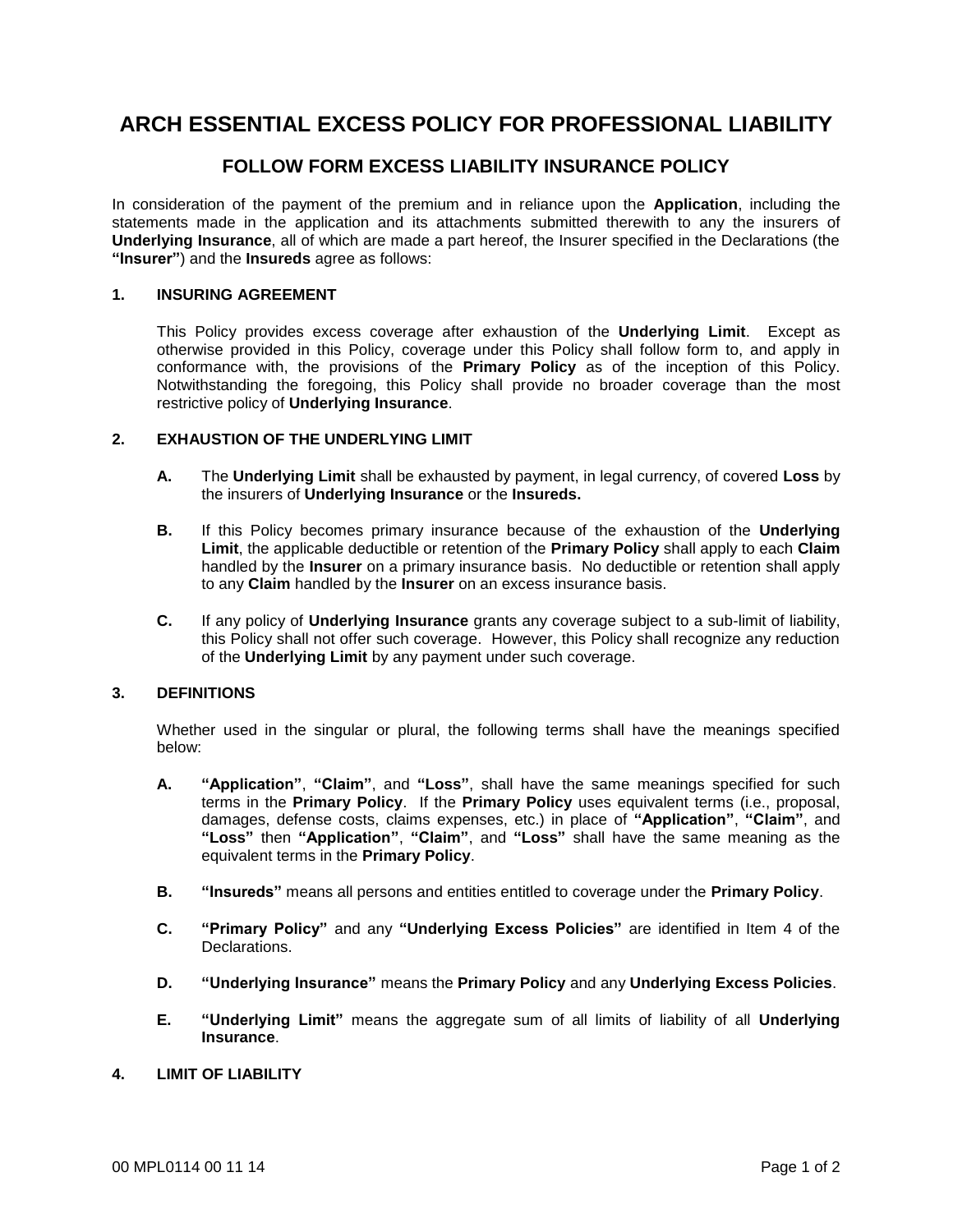# ARCH ESSENTIAL EXCESS POLICY FOR PROFESSIONAL LIABILITY

## FOLLOW FORM EXCESS LIABILITY INSURANCE POLICY

In consideration of the payment of the premium and in reliance upon the **Application**, including the statements made in the application and its attachments submitted therewith to any the insurers of **Underlying Insurance**, all of which are made a part hereof, the Insurer specified in the Declarations (the **"Insurer"**) and the **Insureds** agree as follows:

### 1. INSURING AGREEMENT

This Policy provides excess coverage after exhaustion of the **Underlying Limit**. Except as otherwise provided in this Policy, coverage under this Policy shall follow form to, and apply in conformance with, the provisions of the **Primary Policy** as of the inception of this Policy. Notwithstanding the foregoing, this Policy shall provide no broader coverage than the most restrictive policy of **Underlying Insurance**.

### 2. EXHAUSTION OF THE UNDERLYING LIMIT

**A.** The **Underlying Limit** shall be exhausted by payment, in legal currency, of covered **Loss** by the insurers of **Underlying Insurance** or the **Insureds.**

**B.** If this Policy becomes primary insurance because of the exhaustion of the **Underlying Limit**, the applicable deductible or retention of the **Primary Policy** shall apply to each **Claim** handled by the **Insurer** on a primary insurance basis. No deductible or retention shall apply to any **Claim** handled by the **Insurer** on an excess insurance basis.

**C.** If any policy of **Underlying Insurance** grants any coverage subject to a sub-limit of liability, this Policy shall not offer such coverage. However, this Policy shall recognize any reduction of the **Underlying Limit** by any payment under such coverage.

### 3. DEFINITIONS

Whether used in the singular or plural, the following terms shall have the meanings specified below:

**A.** **"Application"**, **"Claim"**, and **"Loss"**, shall have the same meanings specified for such terms in the **Primary Policy**. If the **Primary Policy** uses equivalent terms (i.e., proposal, damages, defense costs, claims expenses, etc.) in place of **"Application"**, **"Claim"**, and **"Loss"** then **"Application"**, **"Claim"**, and **"Loss"** shall have the same meaning as the equivalent terms in the **Primary Policy**.

**B.** **"Insureds"** means all persons and entities entitled to coverage under the **Primary Policy**.

**C.** **"Primary Policy"** and any **"Underlying Excess Policies"** are identified in Item 4 of the Declarations.

**D.** **"Underlying Insurance"** means the **Primary Policy** and any **Underlying Excess Policies**.

**E.** **"Underlying Limit"** means the aggregate sum of all limits of liability of all **Underlying Insurance**.

### 4. LIMIT OF LIABILITY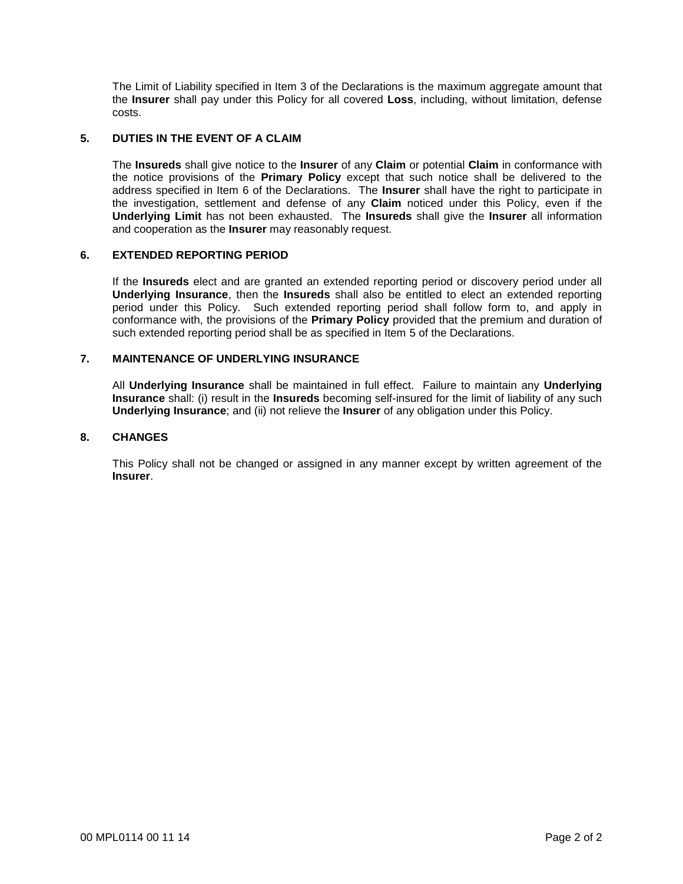The Limit of Liability specified in Item 3 of the Declarations is the maximum aggregate amount that the **Insurer** shall pay under this Policy for all covered **Loss**, including, without limitation, defense costs.

## 5. DUTIES IN THE EVENT OF A CLAIM

The **Insureds** shall give notice to the **Insurer** of any **Claim** or potential **Claim** in conformance with the notice provisions of the **Primary Policy** except that such notice shall be delivered to the address specified in Item 6 of the Declarations. The **Insurer** shall have the right to participate in the investigation, settlement and defense of any **Claim** noticed under this Policy, even if the **Underlying Limit** has not been exhausted. The **Insureds** shall give the **Insurer** all information and cooperation as the **Insurer** may reasonably request.

## 6. EXTENDED REPORTING PERIOD

If the **Insureds** elect and are granted an extended reporting period or discovery period under all **Underlying Insurance**, then the **Insureds** shall also be entitled to elect an extended reporting period under this Policy. Such extended reporting period shall follow form to, and apply in conformance with, the provisions of the **Primary Policy** provided that the premium and duration of such extended reporting period shall be as specified in Item 5 of the Declarations.

## 7. MAINTENANCE OF UNDERLYING INSURANCE

All **Underlying Insurance** shall be maintained in full effect. Failure to maintain any **Underlying Insurance** shall: (i) result in the **Insureds** becoming self-insured for the limit of liability of any such **Underlying Insurance**; and (ii) not relieve the **Insurer** of any obligation under this Policy.

## 8. CHANGES

This Policy shall not be changed or assigned in any manner except by written agreement of the **Insurer**.

00 MPL0114 00 11 14